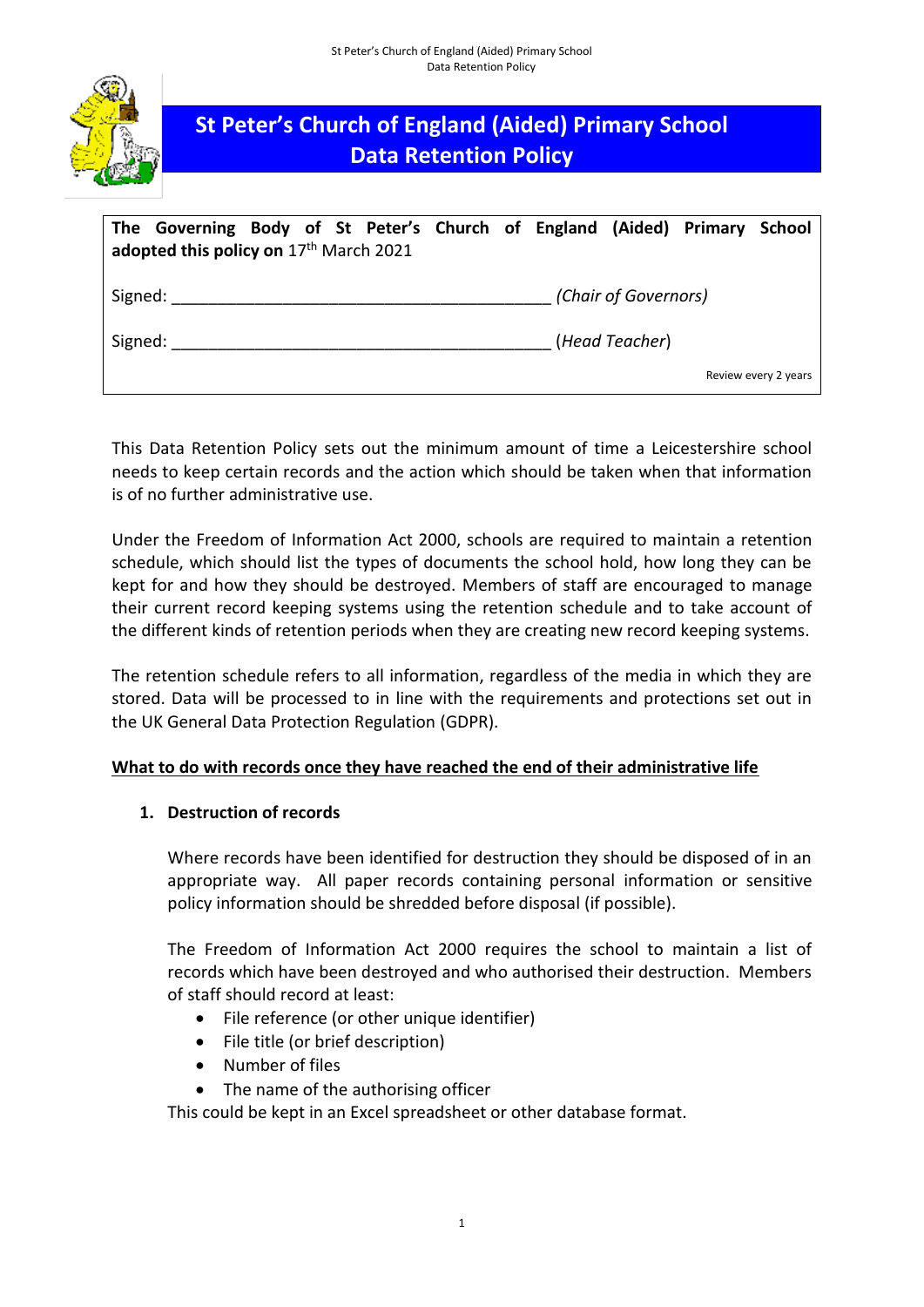# St Peter's Church of England (Aided) Primary School Data Retention Policy

**The Governing Body of St Peter's Church of England (Aided) Primary School adopted this policy on** 17th March 2021

Signed: ________________________________________ *(Chair of Governors)*

Signed: ________________________________________ (*Head Teacher*)

Review every 2 years

This Data Retention Policy sets out the minimum amount of time a Leicestershire school needs to keep certain records and the action which should be taken when that information is of no further administrative use.

Under the Freedom of Information Act 2000, schools are required to maintain a retention schedule, which should list the types of documents the school hold, how long they can be kept for and how they should be destroyed. Members of staff are encouraged to manage their current record keeping systems using the retention schedule and to take account of the different kinds of retention periods when they are creating new record keeping systems.

The retention schedule refers to all information, regardless of the media in which they are stored. Data will be processed to in line with the requirements and protections set out in the UK General Data Protection Regulation (GDPR).

**<u>What to do with records once they have reached the end of their administrative life</u>**

1. **Destruction of records**

   Where records have been identified for destruction they should be disposed of in an appropriate way. All paper records containing personal information or sensitive policy information should be shredded before disposal (if possible).

   The Freedom of Information Act 2000 requires the school to maintain a list of records which have been destroyed and who authorised their destruction. Members of staff should record at least:

   - File reference (or other unique identifier)
   - File title (or brief description)
   - Number of files
   - The name of the authorising officer

   This could be kept in an Excel spreadsheet or other database format.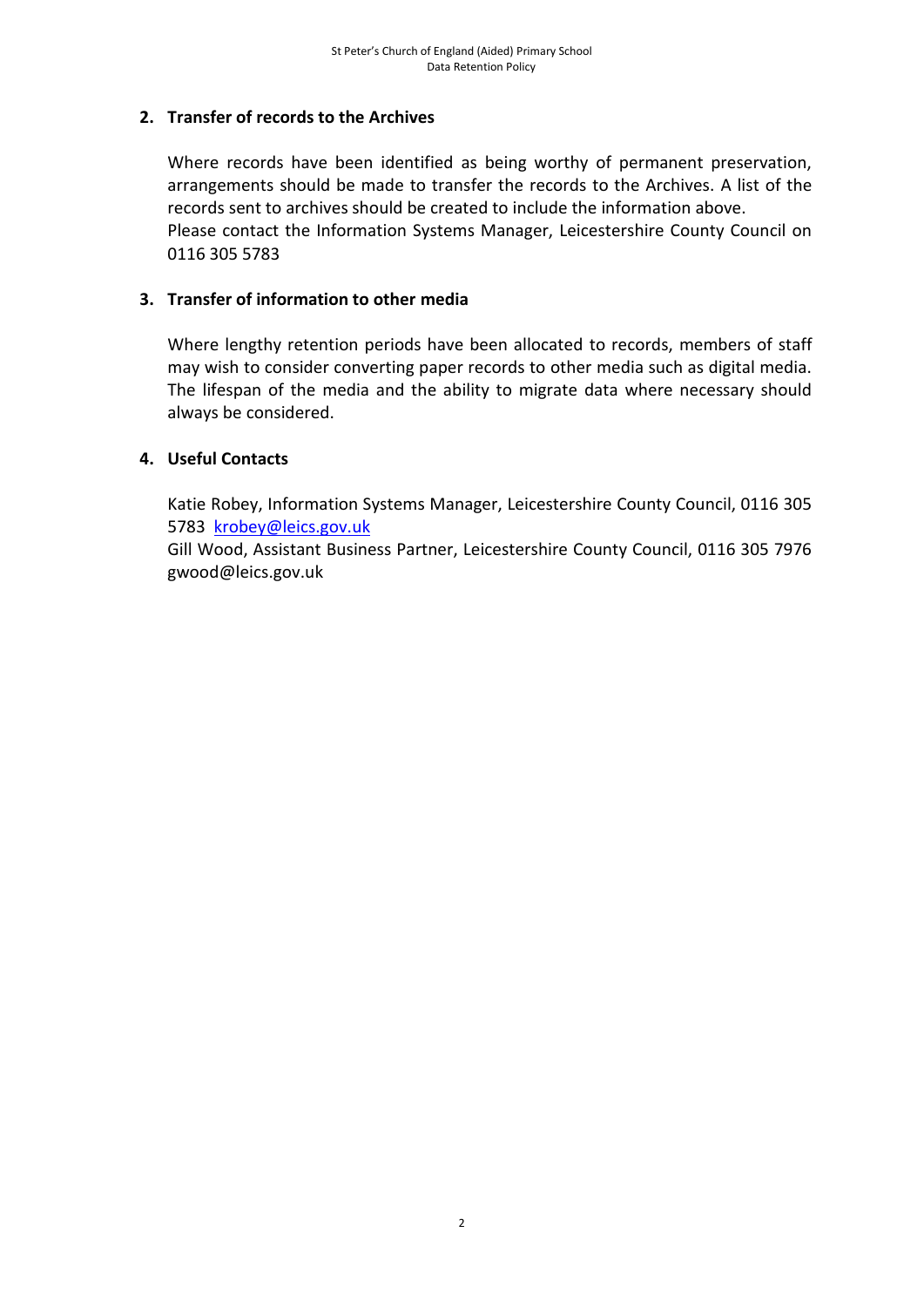## 2. Transfer of records to the Archives

Where records have been identified as being worthy of permanent preservation, arrangements should be made to transfer the records to the Archives. A list of the records sent to archives should be created to include the information above.
Please contact the Information Systems Manager, Leicestershire County Council on 0116 305 5783

## 3. Transfer of information to other media

Where lengthy retention periods have been allocated to records, members of staff may wish to consider converting paper records to other media such as digital media. The lifespan of the media and the ability to migrate data where necessary should always be considered.

## 4. Useful Contacts

Katie Robey, Information Systems Manager, Leicestershire County Council, 0116 305 5783 krobey@leics.gov.uk
Gill Wood, Assistant Business Partner, Leicestershire County Council, 0116 305 7976 gwood@leics.gov.uk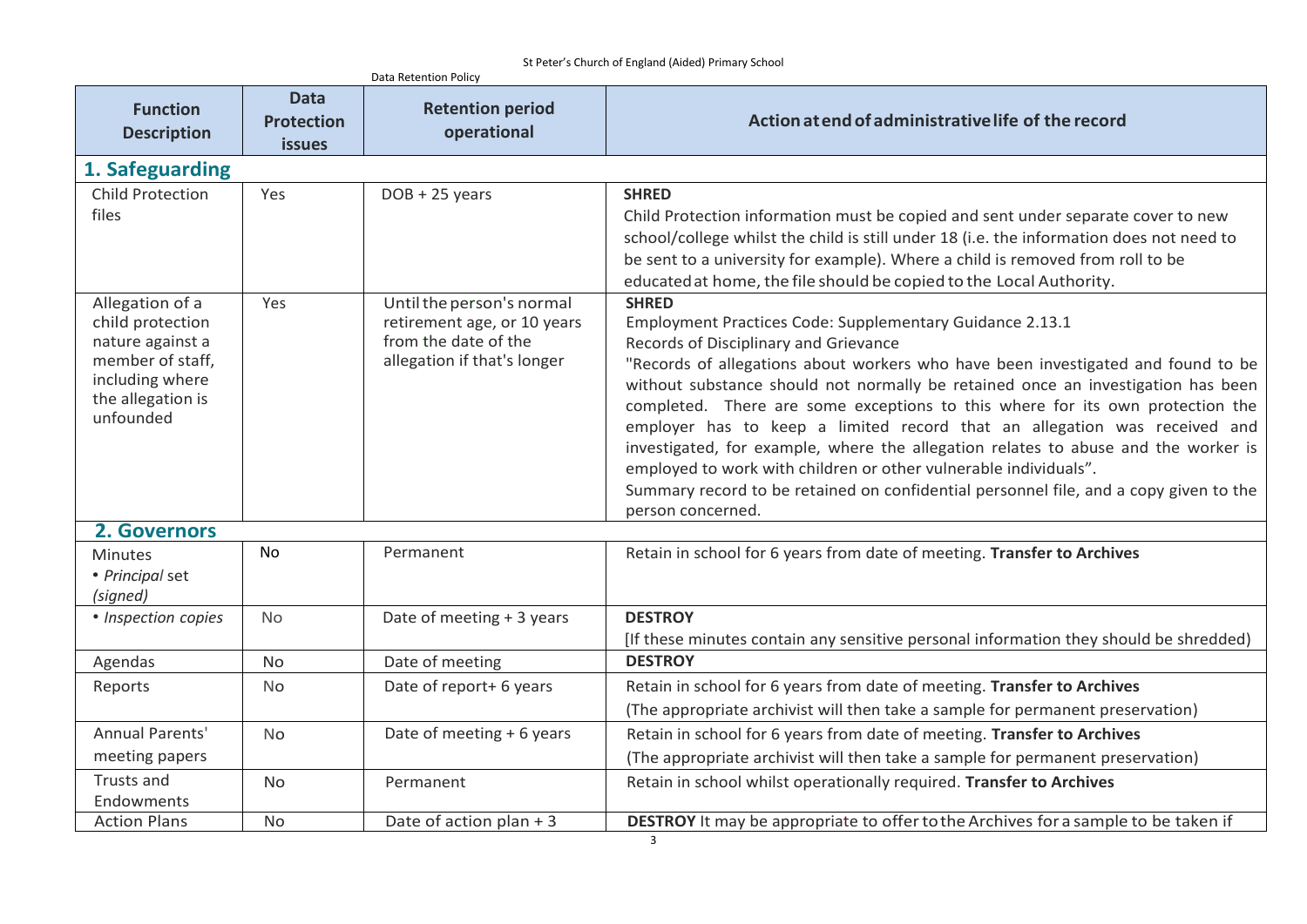| Function Description | Data Protection issues | Retention period operational | Action at end of administrative life of the record |
|---|---|---|---|
| **1. Safeguarding** | | | |
| Child Protection files | Yes | DOB + 25 years | **SHRED** Child Protection information must be copied and sent under separate cover to new school/college whilst the child is still under 18 (i.e. the information does not need to be sent to a university for example). Where a child is removed from roll to be educated at home, the file should be copied to the Local Authority. |
| Allegation of a child protection nature against a member of staff, including where the allegation is unfounded | Yes | Until the person's normal retirement age, or 10 years from the date of the allegation if that's longer | **SHRED** Employment Practices Code: Supplementary Guidance 2.13.1 Records of Disciplinary and Grievance "Records of allegations about workers who have been investigated and found to be without substance should not normally be retained once an investigation has been completed. There are some exceptions to this where for its own protection the employer has to keep a limited record that an allegation was received and investigated, for example, where the allegation relates to abuse and the worker is employed to work with children or other vulnerable individuals". Summary record to be retained on confidential personnel file, and a copy given to the person concerned. |
| **2. Governors** | | | |
| Minutes • *Principal* set *(signed)* | No | Permanent | Retain in school for 6 years from date of meeting. **Transfer to Archives** |
| • *Inspection copies* | No | Date of meeting + 3 years | **DESTROY** [If these minutes contain any sensitive personal information they should be shredded) |
| Agendas | No | Date of meeting | **DESTROY** |
| Reports | No | Date of report+ 6 years | Retain in school for 6 years from date of meeting. **Transfer to Archives** (The appropriate archivist will then take a sample for permanent preservation) |
| Annual Parents' meeting papers | No | Date of meeting + 6 years | Retain in school for 6 years from date of meeting. **Transfer to Archives** (The appropriate archivist will then take a sample for permanent preservation) |
| Trusts and Endowments | No | Permanent | Retain in school whilst operationally required. **Transfer to Archives** |
| Action Plans | No | Date of action plan + 3 | **DESTROY** It may be appropriate to offer to the Archives for a sample to be taken if |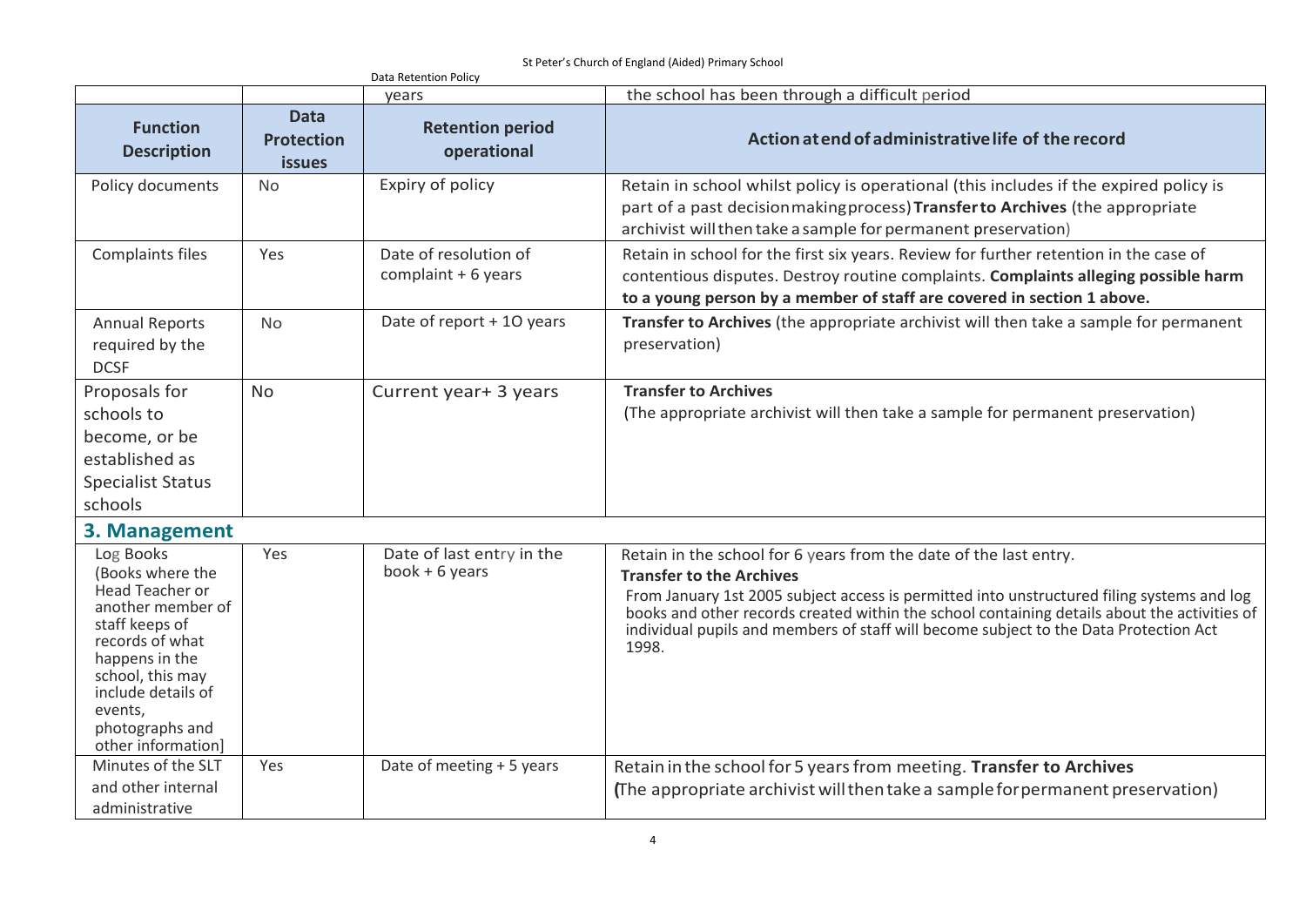| | | years | the school has been through a difficult period |
|---|---|---|---|
| **Function Description** | **Data Protection issues** | **Retention period operational** | **Action at end of administrative life of the record** |
| Policy documents | No | Expiry of policy | Retain in school whilst policy is operational (this includes if the expired policy is part of a past decision making process) **Transfer to Archives** (the appropriate archivist will then take a sample for permanent preservation) |
| Complaints files | Yes | Date of resolution of complaint + 6 years | Retain in school for the first six years. Review for further retention in the case of contentious disputes. Destroy routine complaints. **Complaints alleging possible harm to a young person by a member of staff are covered in section 1 above.** |
| Annual Reports required by the DCSF | No | Date of report + 10 years | **Transfer to Archives** (the appropriate archivist will then take a sample for permanent preservation) |
| Proposals for schools to become, or be established as Specialist Status schools | No | Current year+ 3 years | **Transfer to Archives** (The appropriate archivist will then take a sample for permanent preservation) |
| **3. Management** | | | |
| Log Books (Books where the Head Teacher or another member of staff keeps of records of what happens in the school, this may include details of events, photographs and other information] | Yes | Date of last entry in the book + 6 years | Retain in the school for 6 years from the date of the last entry. **Transfer to the Archives** From January 1st 2005 subject access is permitted into unstructured filing systems and log books and other records created within the school containing details about the activities of individual pupils and members of staff will become subject to the Data Protection Act 1998. |
| Minutes of the SLT and other internal administrative | Yes | Date of meeting + 5 years | Retain in the school for 5 years from meeting. **Transfer to Archives** (The appropriate archivist will then take a sample for permanent preservation) |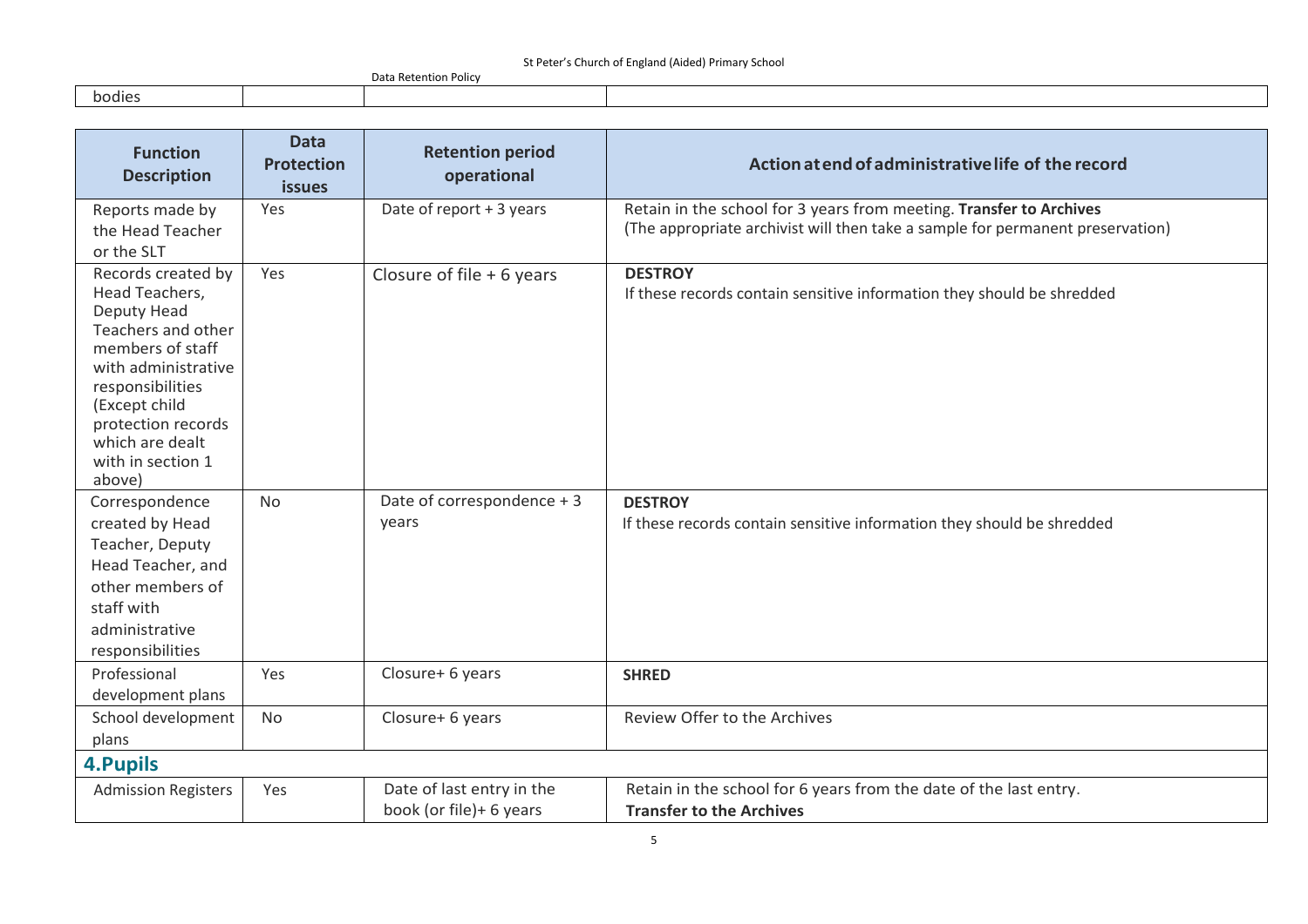| bodies | | | |
|---|---|---|---|

| Function Description | Data Protection issues | Retention period operational | Action at end of administrative life of the record |
|---|---|---|---|
| Reports made by the Head Teacher or the SLT | Yes | Date of report + 3 years | Retain in the school for 3 years from meeting. **Transfer to Archives** (The appropriate archivist will then take a sample for permanent preservation) |
| Records created by Head Teachers, Deputy Head Teachers and other members of staff with administrative responsibilities (Except child protection records which are dealt with in section 1 above) | Yes | Closure of file + 6 years | **DESTROY** If these records contain sensitive information they should be shredded |
| Correspondence created by Head Teacher, Deputy Head Teacher, and other members of staff with administrative responsibilities | No | Date of correspondence + 3 years | **DESTROY** If these records contain sensitive information they should be shredded |
| Professional development plans | Yes | Closure+ 6 years | **SHRED** |
| School development plans | No | Closure+ 6 years | Review Offer to the Archives |
| **4.Pupils** | | | |
| Admission Registers | Yes | Date of last entry in the book (or file)+ 6 years | Retain in the school for 6 years from the date of the last entry. **Transfer to the Archives** |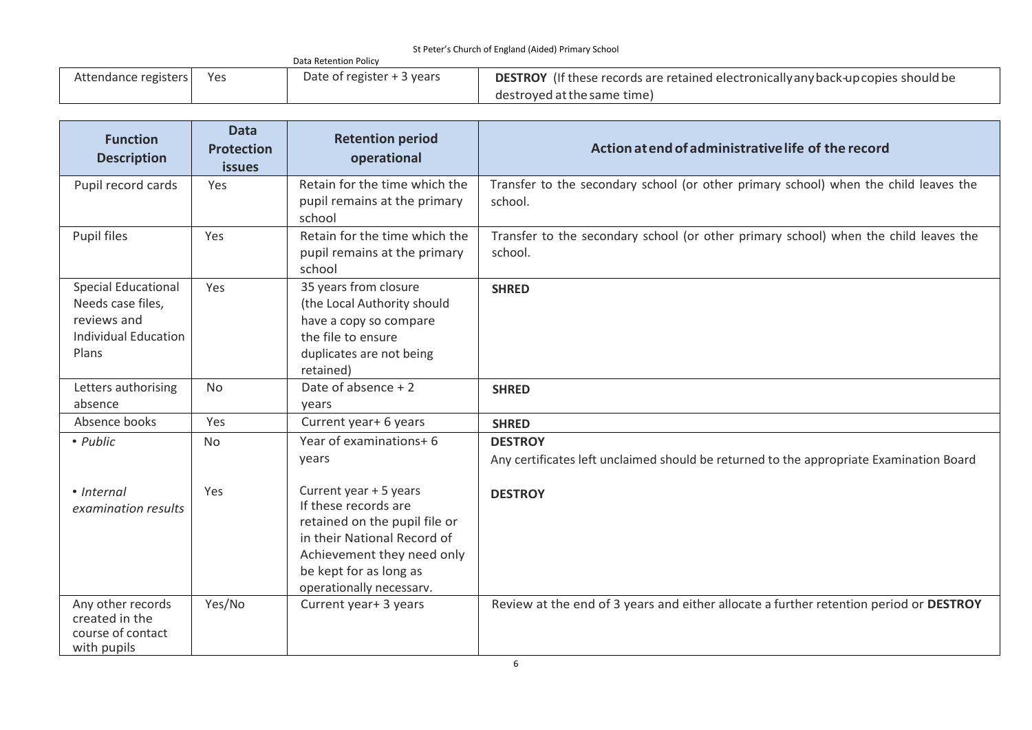| Attendance registers | Yes | Date of register + 3 years | **DESTROY** (If these records are retained electronically any back-up copies should be destroyed at the same time) |
|---|---|---|---|

| Function Description | Data Protection issues | Retention period operational | Action at end of administrative life of the record |
|---|---|---|---|
| Pupil record cards | Yes | Retain for the time which the pupil remains at the primary school | Transfer to the secondary school (or other primary school) when the child leaves the school. |
| Pupil files | Yes | Retain for the time which the pupil remains at the primary school | Transfer to the secondary school (or other primary school) when the child leaves the school. |
| Special Educational Needs case files, reviews and Individual Education Plans | Yes | 35 years from closure (the Local Authority should have a copy so compare the file to ensure duplicates are not being retained) | **SHRED** |
| Letters authorising absence | No | Date of absence + 2 years | **SHRED** |
| Absence books | Yes | Current year+ 6 years | **SHRED** |
| • *Public* | No | Year of examinations+ 6 years | **DESTROY** Any certificates left unclaimed should be returned to the appropriate Examination Board |
| • *Internal examination results* | Yes | Current year + 5 years If these records are retained on the pupil file or in their National Record of Achievement they need only be kept for as long as operationally necessary. | **DESTROY** |
| Any other records created in the course of contact with pupils | Yes/No | Current year+ 3 years | Review at the end of 3 years and either allocate a further retention period or **DESTROY** |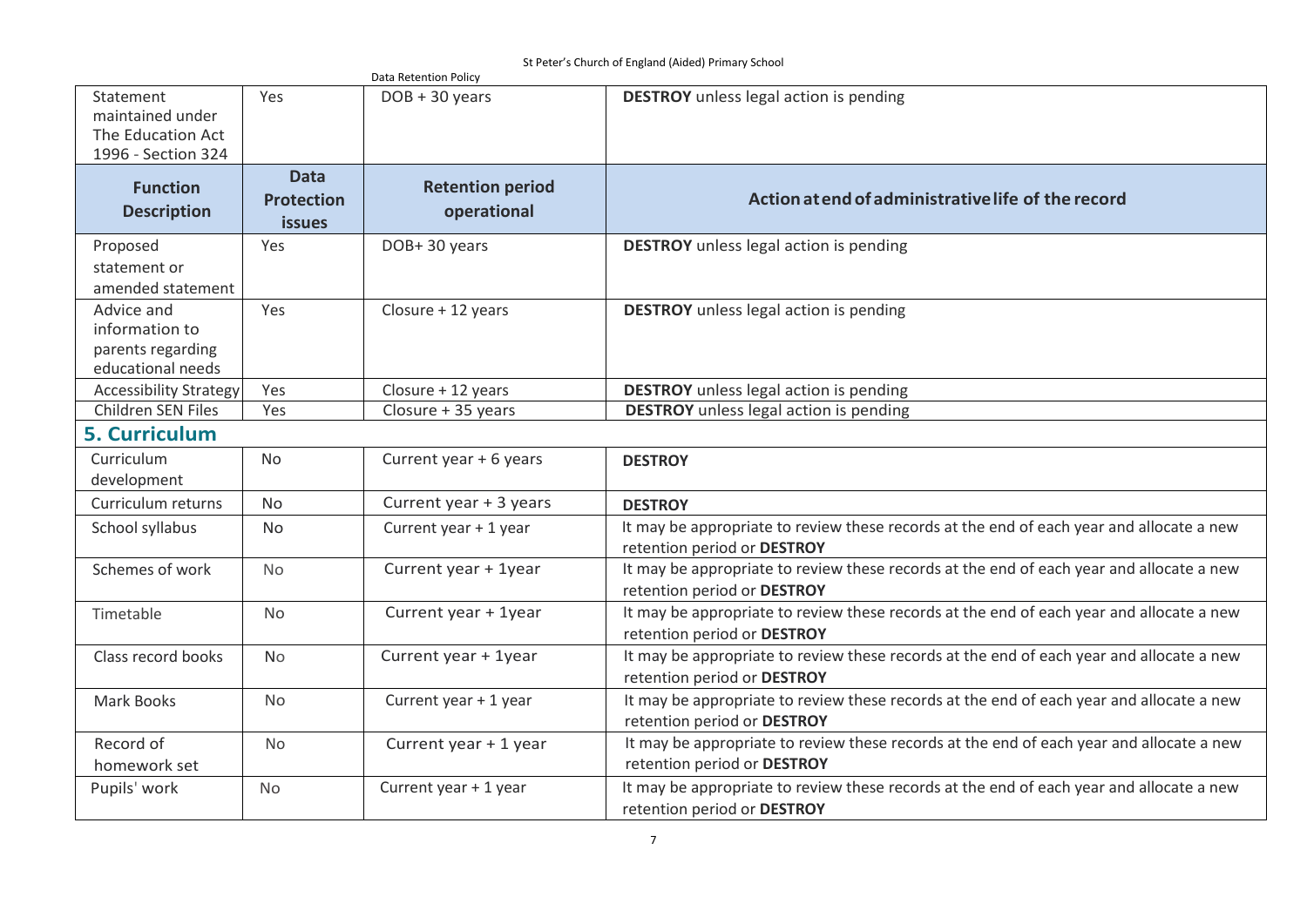| Function Description | Data Protection issues | Retention period operational | Action at end of administrative life of the record |
|---|---|---|---|
| Statement maintained under The Education Act 1996 - Section 324 | Yes | DOB + 30 years | **DESTROY** unless legal action is pending |
| Proposed statement or amended statement | Yes | DOB+ 30 years | **DESTROY** unless legal action is pending |
| Advice and information to parents regarding educational needs | Yes | Closure + 12 years | **DESTROY** unless legal action is pending |
| Accessibility Strategy | Yes | Closure + 12 years | **DESTROY** unless legal action is pending |
| Children SEN Files | Yes | Closure + 35 years | **DESTROY** unless legal action is pending |

## 5. Curriculum

| Function Description | Data Protection issues | Retention period operational | Action at end of administrative life of the record |
|---|---|---|---|
| Curriculum development | No | Current year + 6 years | **DESTROY** |
| Curriculum returns | No | Current year + 3 years | **DESTROY** |
| School syllabus | No | Current year + 1 year | It may be appropriate to review these records at the end of each year and allocate a new retention period or **DESTROY** |
| Schemes of work | No | Current year + 1year | It may be appropriate to review these records at the end of each year and allocate a new retention period or **DESTROY** |
| Timetable | No | Current year + 1year | It may be appropriate to review these records at the end of each year and allocate a new retention period or **DESTROY** |
| Class record books | No | Current year + 1year | It may be appropriate to review these records at the end of each year and allocate a new retention period or **DESTROY** |
| Mark Books | No | Current year + 1 year | It may be appropriate to review these records at the end of each year and allocate a new retention period or **DESTROY** |
| Record of homework set | No | Current year + 1 year | It may be appropriate to review these records at the end of each year and allocate a new retention period or **DESTROY** |
| Pupils' work | No | Current year + 1 year | It may be appropriate to review these records at the end of each year and allocate a new retention period or **DESTROY** |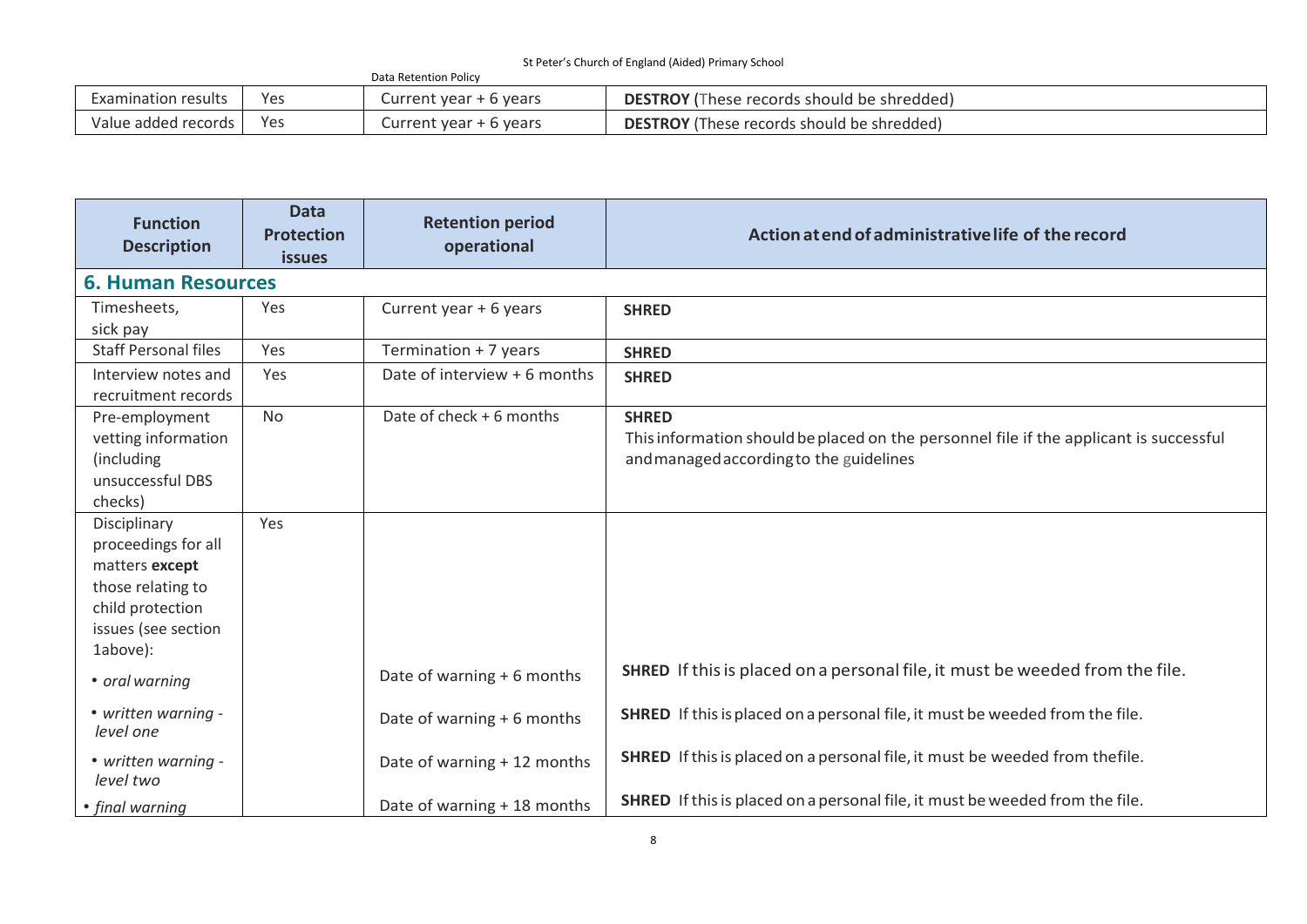| | | | |
|---|---|---|---|
| Examination results | Yes | Current year + 6 years | **DESTROY** (These records should be shredded) |
| Value added records | Yes | Current year + 6 years | **DESTROY** (These records should be shredded) |

| Function Description | Data Protection issues | Retention period operational | Action at end of administrative life of the record |
|---|---|---|---|
| **6. Human Resources** | | | |
| Timesheets, sick pay | Yes | Current year + 6 years | **SHRED** |
| Staff Personal files | Yes | Termination + 7 years | **SHRED** |
| Interview notes and recruitment records | Yes | Date of interview + 6 months | **SHRED** |
| Pre-employment vetting information (including unsuccessful DBS checks) | No | Date of check + 6 months | **SHRED** This information should be placed on the personnel file if the applicant is successful and managed according to the guidelines |
| Disciplinary proceedings for all matters **except** those relating to child protection issues (see section 1above): | Yes | | |
| • *oral warning* | | Date of warning + 6 months | **SHRED** If this is placed on a personal file, it must be weeded from the file. |
| • *written warning - level one* | | Date of warning + 6 months | **SHRED** If this is placed on a personal file, it must be weeded from the file. |
| • *written warning - level two* | | Date of warning + 12 months | **SHRED** If this is placed on a personal file, it must be weeded from thefile. |
| • *final warning* | | Date of warning + 18 months | **SHRED** If this is placed on a personal file, it must be weeded from the file. |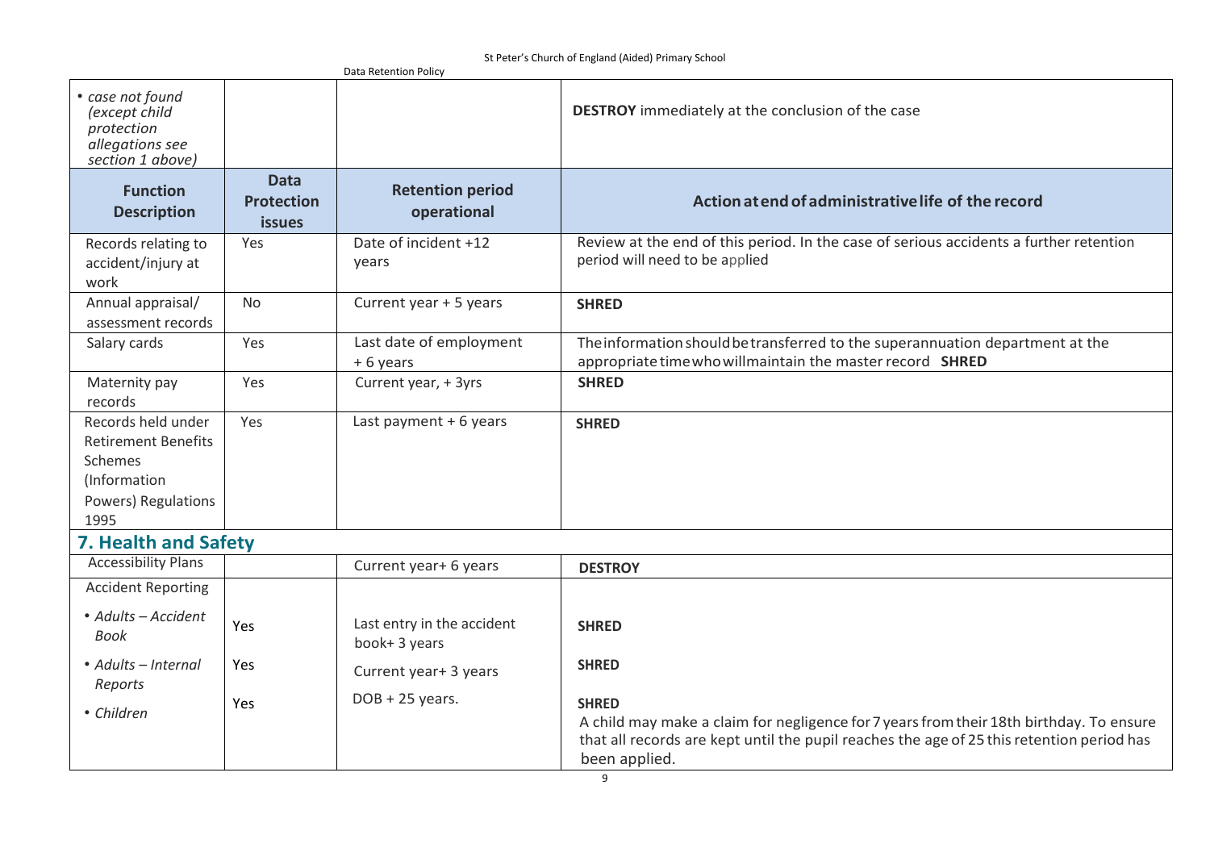| • *case not found (except child protection allegations see section 1 above)* | | | **DESTROY** immediately at the conclusion of the case |
|---|---|---|---|
| **Function Description** | **Data Protection issues** | **Retention period operational** | **Action at end of administrative life of the record** |
| Records relating to accident/injury at work | Yes | Date of incident +12 years | Review at the end of this period. In the case of serious accidents a further retention period will need to be applied |
| Annual appraisal/ assessment records | No | Current year + 5 years | **SHRED** |
| Salary cards | Yes | Last date of employment + 6 years | The information should be transferred to the superannuation department at the appropriate time who will maintain the master record **SHRED** |
| Maternity pay records | Yes | Current year, + 3yrs | **SHRED** |
| Records held under Retirement Benefits Schemes (Information Powers) Regulations 1995 | Yes | Last payment + 6 years | **SHRED** |

## 7. Health and Safety

| Function Description | Data Protection issues | Retention period operational | Action at end of administrative life of the record |
|---|---|---|---|
| Accessibility Plans | | Current year+ 6 years | **DESTROY** |
| Accident Reporting | | | |
| • *Adults – Accident Book* | Yes | Last entry in the accident book+ 3 years | **SHRED** |
| • *Adults – Internal Reports* | Yes | Current year+ 3 years | **SHRED** |
| • *Children* | Yes | DOB + 25 years. | **SHRED** A child may make a claim for negligence for 7 years from their 18th birthday. To ensure that all records are kept until the pupil reaches the age of 25 this retention period has been applied. |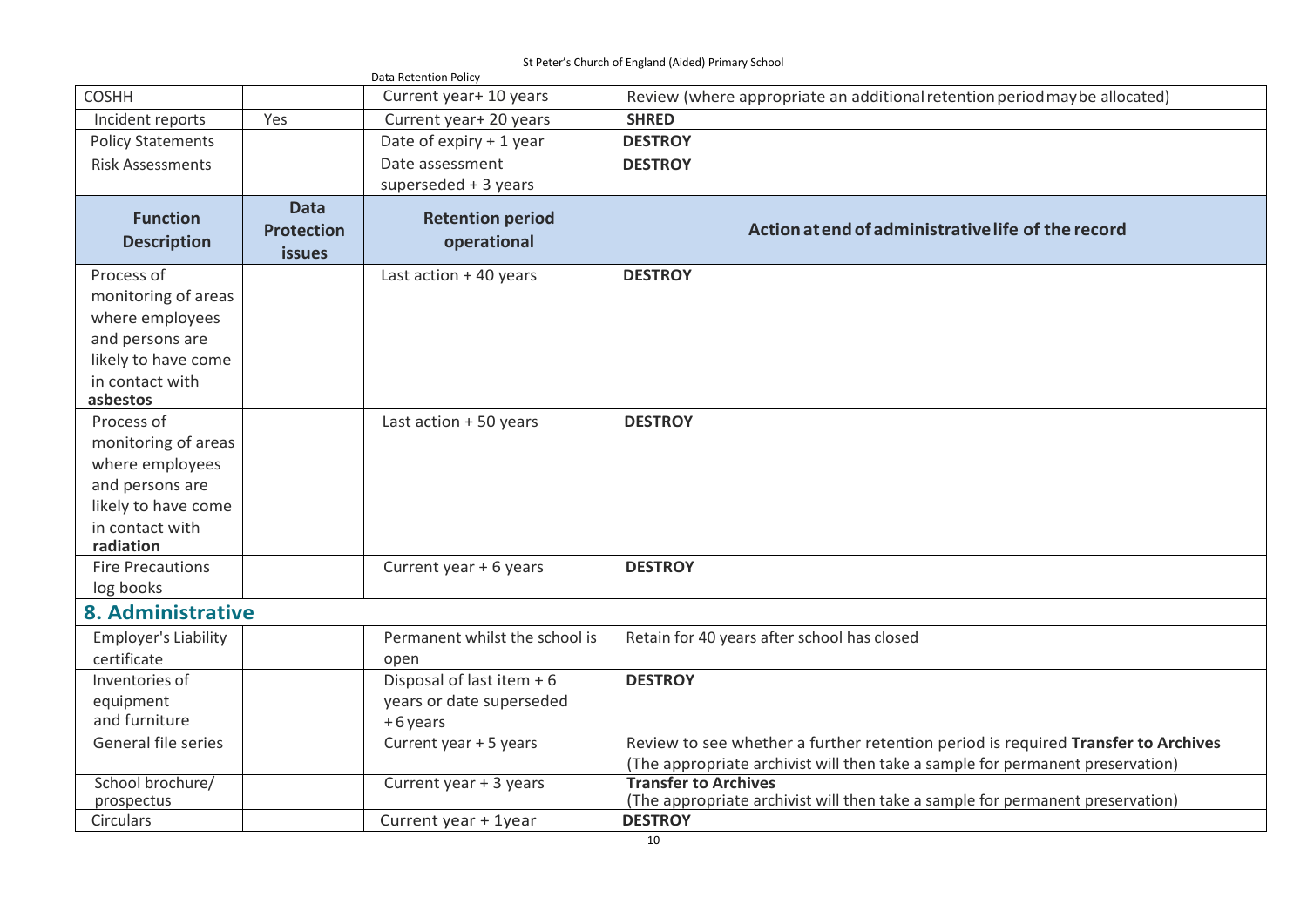| COSHH | | Current year+ 10 years | Review (where appropriate an additional retention period may be allocated) |
|---|---|---|---|
| Incident reports | Yes | Current year+ 20 years | **SHRED** |
| Policy Statements | | Date of expiry + 1 year | **DESTROY** |
| Risk Assessments | | Date assessment superseded + 3 years | **DESTROY** |
| **Function Description** | **Data Protection issues** | **Retention period operational** | **Action at end of administrative life of the record** |
| Process of monitoring of areas where employees and persons are likely to have come in contact with **asbestos** | | Last action + 40 years | **DESTROY** |
| Process of monitoring of areas where employees and persons are likely to have come in contact with **radiation** | | Last action + 50 years | **DESTROY** |
| Fire Precautions log books | | Current year + 6 years | **DESTROY** |
| **8. Administrative** | | | |
| Employer's Liability certificate | | Permanent whilst the school is open | Retain for 40 years after school has closed |
| Inventories of equipment and furniture | | Disposal of last item + 6 years or date superseded + 6 years | **DESTROY** |
| General file series | | Current year + 5 years | Review to see whether a further retention period is required **Transfer to Archives** (The appropriate archivist will then take a sample for permanent preservation) |
| School brochure/ prospectus | | Current year + 3 years | **Transfer to Archives** (The appropriate archivist will then take a sample for permanent preservation) |
| Circulars | | Current year + 1year | **DESTROY** |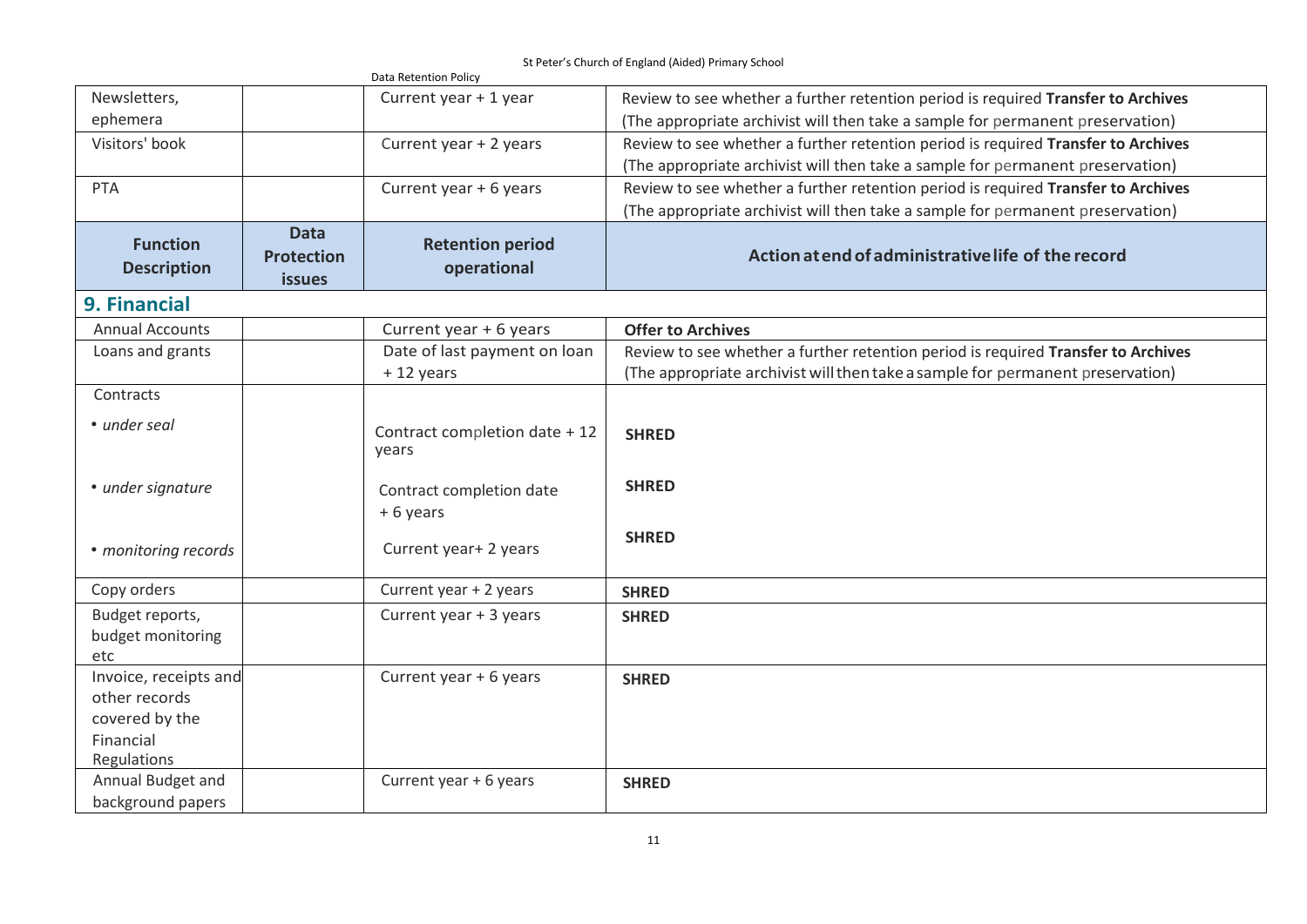| Newsletters, ephemera | | Current year + 1 year | Review to see whether a further retention period is required **Transfer to Archives** (The appropriate archivist will then take a sample for permanent preservation) |
|---|---|---|---|
| Visitors' book | | Current year + 2 years | Review to see whether a further retention period is required **Transfer to Archives** (The appropriate archivist will then take a sample for permanent preservation) |
| PTA | | Current year + 6 years | Review to see whether a further retention period is required **Transfer to Archives** (The appropriate archivist will then take a sample for permanent preservation) |

| **Function Description** | **Data Protection issues** | **Retention period operational** | **Action at end of administrative life of the record** |
|---|---|---|---|
| **9. Financial** | | | |
| Annual Accounts | | Current year + 6 years | **Offer to Archives** |
| Loans and grants | | Date of last payment on loan + 12 years | Review to see whether a further retention period is required **Transfer to Archives** (The appropriate archivist will then take a sample for permanent preservation) |
| Contracts | | | |
| • *under seal* | | Contract completion date + 12 years | **SHRED** |
| • *under signature* | | Contract completion date + 6 years | **SHRED** |
| • *monitoring records* | | Current year+ 2 years | **SHRED** |
| Copy orders | | Current year + 2 years | **SHRED** |
| Budget reports, budget monitoring etc | | Current year + 3 years | **SHRED** |
| Invoice, receipts and other records covered by the Financial Regulations | | Current year + 6 years | **SHRED** |
| Annual Budget and background papers | | Current year + 6 years | **SHRED** |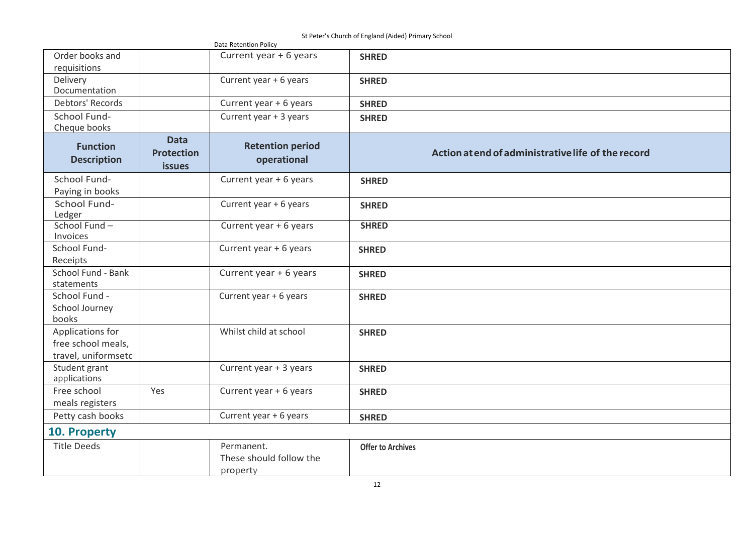| Order books and requisitions | | Current year + 6 years | **SHRED** |
|---|---|---|---|
| Delivery Documentation | | Current year + 6 years | **SHRED** |
| Debtors' Records | | Current year + 6 years | **SHRED** |
| School Fund- Cheque books | | Current year + 3 years | **SHRED** |

| Function Description | Data Protection issues | Retention period operational | Action at end of administrative life of the record |
|---|---|---|---|
| School Fund- Paying in books | | Current year + 6 years | **SHRED** |
| School Fund- Ledger | | Current year + 6 years | **SHRED** |
| School Fund – Invoices | | Current year + 6 years | **SHRED** |
| School Fund- Receipts | | Current year + 6 years | **SHRED** |
| School Fund - Bank statements | | Current year + 6 years | **SHRED** |
| School Fund - School Journey books | | Current year + 6 years | **SHRED** |
| Applications for free school meals, travel, uniformsetc | | Whilst child at school | **SHRED** |
| Student grant applications | | Current year + 3 years | **SHRED** |
| Free school meals registers | Yes | Current year + 6 years | **SHRED** |
| Petty cash books | | Current year + 6 years | **SHRED** |

## 10. Property

| | | | |
|---|---|---|---|
| Title Deeds | | Permanent. These should follow the property | **Offer to Archives** |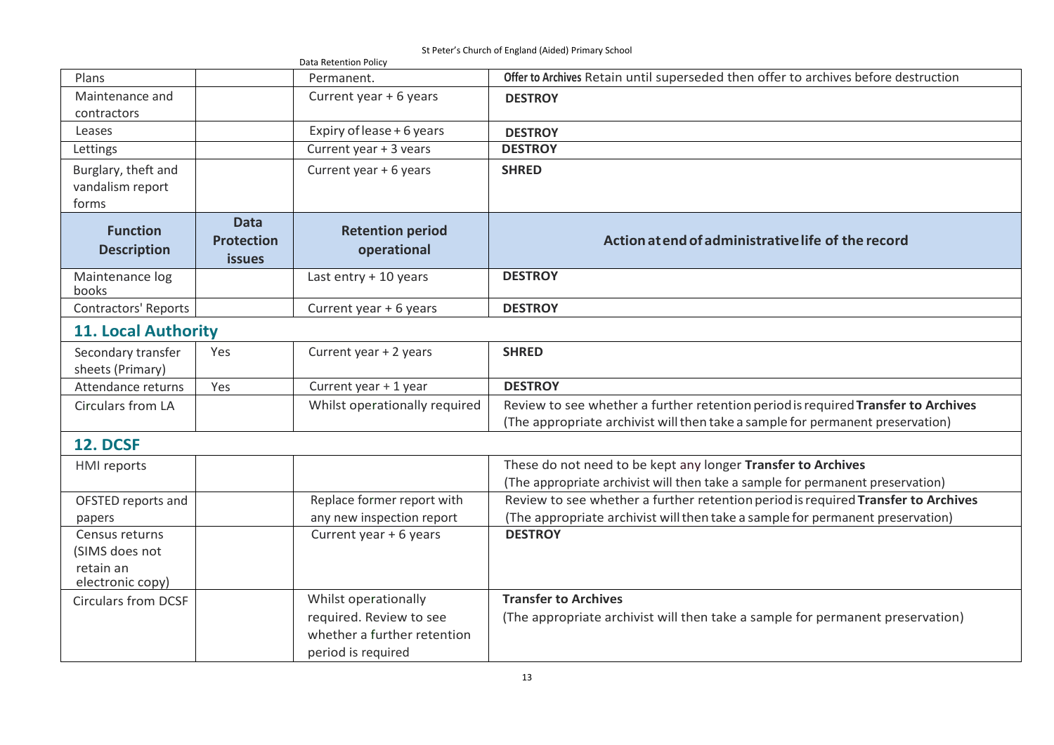| Plans | | Permanent. | **Offer to Archives** Retain until superseded then offer to archives before destruction |
|---|---|---|---|
| Maintenance and contractors | | Current year + 6 years | **DESTROY** |
| Leases | | Expiry of lease + 6 years | **DESTROY** |
| Lettings | | Current year + 3 years | **DESTROY** |
| Burglary, theft and vandalism report forms | | Current year + 6 years | **SHRED** |
| **Function Description** | **Data Protection issues** | **Retention period operational** | **Action at end of administrative life of the record** |
| Maintenance log books | | Last entry + 10 years | **DESTROY** |
| Contractors' Reports | | Current year + 6 years | **DESTROY** |

## 11. Local Authority

| Secondary transfer sheets (Primary) | Yes | Current year + 2 years | **SHRED** |
|---|---|---|---|
| Attendance returns | Yes | Current year + 1 year | **DESTROY** |
| Circulars from LA | | Whilst operationally required | Review to see whether a further retention period is required **Transfer to Archives** (The appropriate archivist will then take a sample for permanent preservation) |

## 12. DCSF

| HMI reports | | | These do not need to be kept any longer **Transfer to Archives** (The appropriate archivist will then take a sample for permanent preservation) |
|---|---|---|---|
| OFSTED reports and papers | | Replace former report with any new inspection report | Review to see whether a further retention period is required **Transfer to Archives** (The appropriate archivist will then take a sample for permanent preservation) |
| Census returns (SIMS does not retain an electronic copy) | | Current year + 6 years | **DESTROY** |
| Circulars from DCSF | | Whilst operationally required. Review to see whether a further retention period is required | **Transfer to Archives** (The appropriate archivist will then take a sample for permanent preservation) |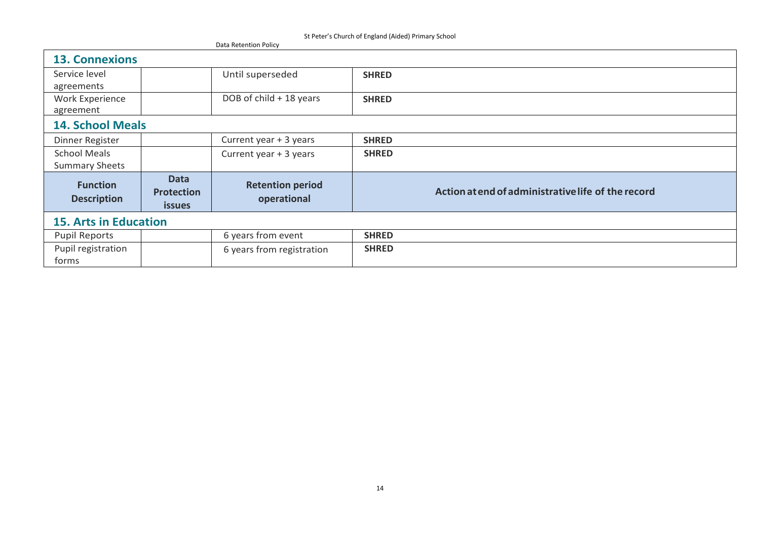| Function Description | Data Protection issues | Retention period operational | Action at end of administrative life of the record |
|---|---|---|---|
| **13. Connexions** | | | |
| Service level agreements | | Until superseded | **SHRED** |
| Work Experience agreement | | DOB of child + 18 years | **SHRED** |
| **14. School Meals** | | | |
| Dinner Register | | Current year + 3 years | **SHRED** |
| School Meals Summary Sheets | | Current year + 3 years | **SHRED** |
| **15. Arts in Education** | | | |
| Pupil Reports | | 6 years from event | **SHRED** |
| Pupil registration forms | | 6 years from registration | **SHRED** |